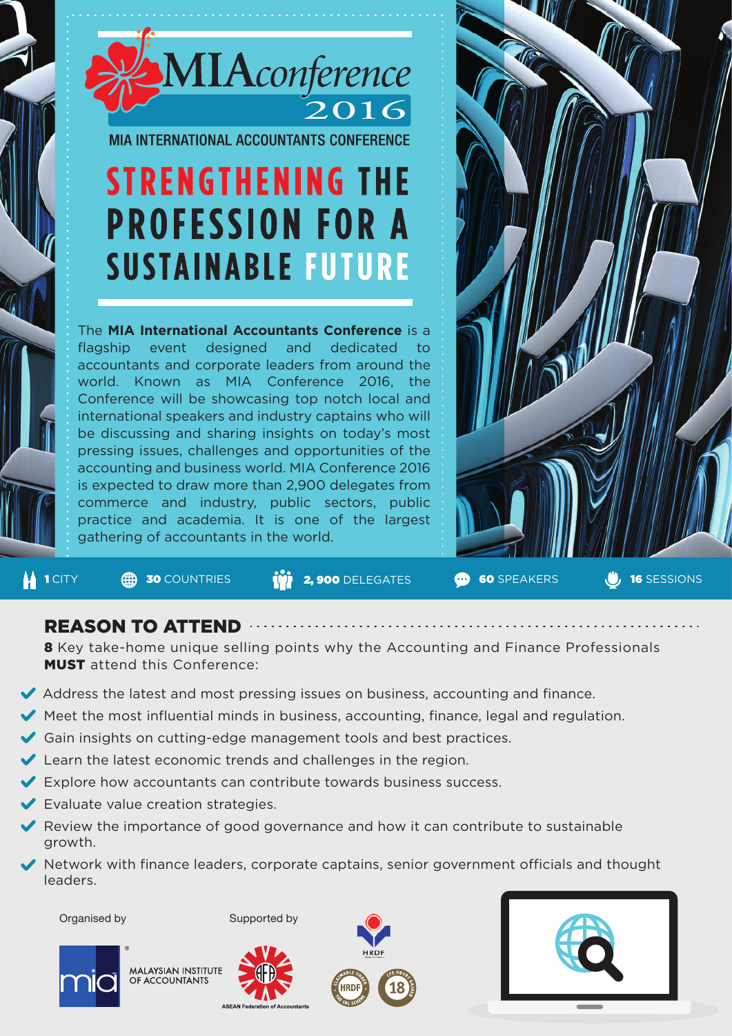# MIAconference 2016

MIA INTERNATIONAL ACCOUNTANTS CONFERENCE

## STRENGTHENING THE PROFESSION FOR A SUSTAINABLE FUTURE

The **MIA International Accountants Conference** is a flagship event designed and dedicated to accountants and corporate leaders from around the world. Known as MIA Conference 2016, the Conference will be showcasing top notch local and international speakers and industry captains who will be discussing and sharing insights on today's most pressing issues, challenges and opportunities of the accounting and business world. MIA Conference 2016 is expected to draw more than 2,900 delegates from commerce and industry, public sectors, public practice and academia. It is one of the largest gathering of accountants in the world.

**1** CITY | **30** COUNTRIES | **2, 900** DELEGATES | **60** SPEAKERS | **16** SESSIONS

## REASON TO ATTEND

**8** Key take-home unique selling points why the Accounting and Finance Professionals **MUST** attend this Conference:

- Address the latest and most pressing issues on business, accounting and finance.
- Meet the most influential minds in business, accounting, finance, legal and regulation.
- Gain insights on cutting-edge management tools and best practices.
- Learn the latest economic trends and challenges in the region.
- Explore how accountants can contribute towards business success.
- Evaluate value creation strategies.
- Review the importance of good governance and how it can contribute to sustainable growth.
- Network with finance leaders, corporate captains, senior government officials and thought leaders.

Organised by

MALAYSIAN INSTITUTE OF ACCOUNTANTS

Supported by

ASEAN Federation of Accountants

HRDF

Claimable under HRDF The SBL Scheme

18 CPE Hours Gained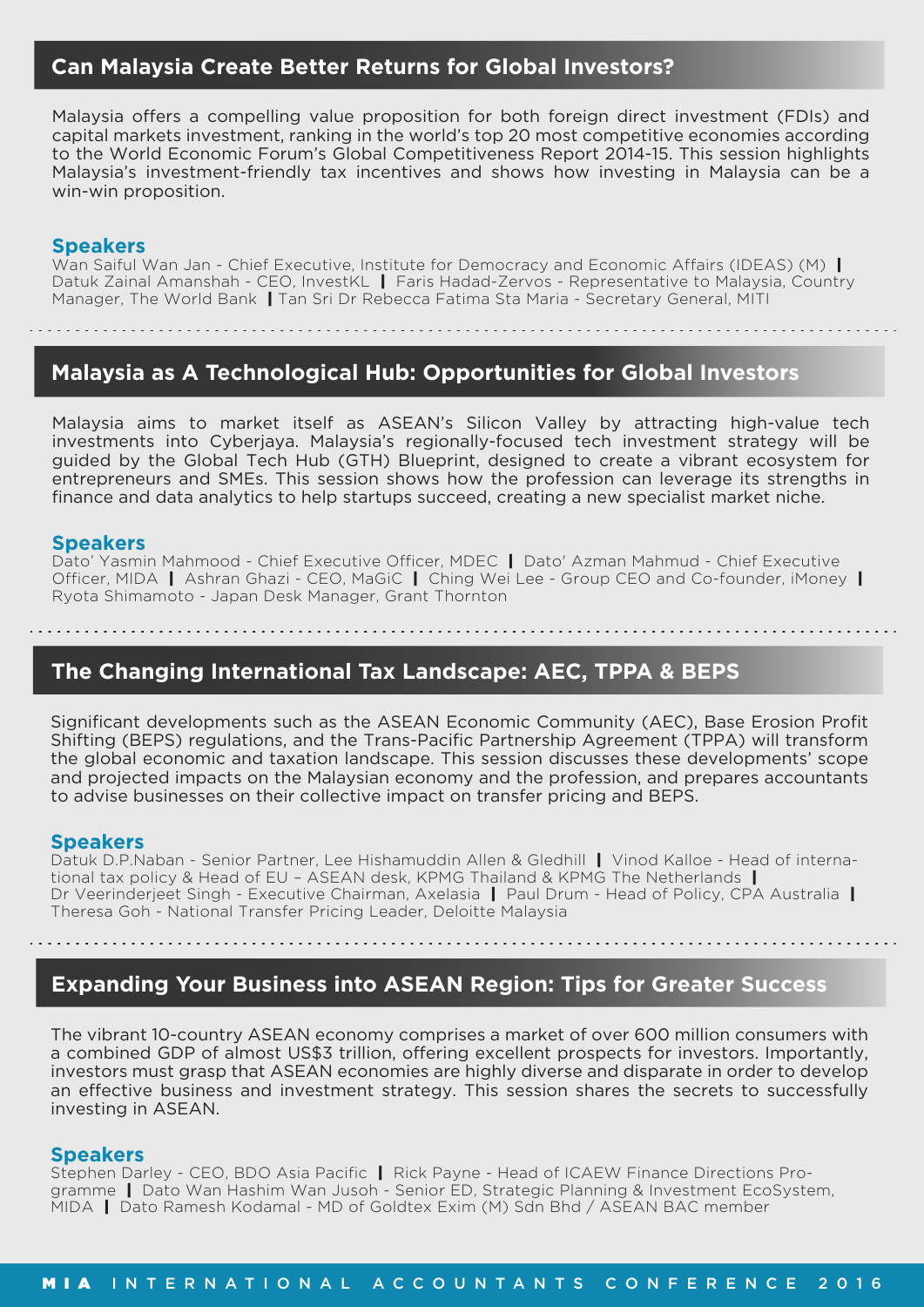## Can Malaysia Create Better Returns for Global Investors?

Malaysia offers a compelling value proposition for both foreign direct investment (FDIs) and capital markets investment, ranking in the world's top 20 most competitive economies according to the World Economic Forum's Global Competitiveness Report 2014-15. This session highlights Malaysia's investment-friendly tax incentives and shows how investing in Malaysia can be a win-win proposition.

### Speakers

Wan Saiful Wan Jan - Chief Executive, Institute for Democracy and Economic Affairs (IDEAS) (M) | Datuk Zainal Amanshah - CEO, InvestKL | Faris Hadad-Zervos - Representative to Malaysia, Country Manager, The World Bank | Tan Sri Dr Rebecca Fatima Sta Maria - Secretary General, MITI

## Malaysia as A Technological Hub: Opportunities for Global Investors

Malaysia aims to market itself as ASEAN's Silicon Valley by attracting high-value tech investments into Cyberjaya. Malaysia's regionally-focused tech investment strategy will be guided by the Global Tech Hub (GTH) Blueprint, designed to create a vibrant ecosystem for entrepreneurs and SMEs. This session shows how the profession can leverage its strengths in finance and data analytics to help startups succeed, creating a new specialist market niche.

### Speakers

Dato' Yasmin Mahmood - Chief Executive Officer, MDEC | Dato' Azman Mahmud - Chief Executive Officer, MIDA | Ashran Ghazi - CEO, MaGiC | Ching Wei Lee - Group CEO and Co-founder, iMoney | Ryota Shimamoto - Japan Desk Manager, Grant Thornton

## The Changing International Tax Landscape: AEC, TPPA & BEPS

Significant developments such as the ASEAN Economic Community (AEC), Base Erosion Profit Shifting (BEPS) regulations, and the Trans-Pacific Partnership Agreement (TPPA) will transform the global economic and taxation landscape. This session discusses these developments' scope and projected impacts on the Malaysian economy and the profession, and prepares accountants to advise businesses on their collective impact on transfer pricing and BEPS.

### Speakers

Datuk D.P.Naban - Senior Partner, Lee Hishamuddin Allen & Gledhill | Vinod Kalloe - Head of international tax policy & Head of EU – ASEAN desk, KPMG Thailand & KPMG The Netherlands | Dr Veerinderjeet Singh - Executive Chairman, Axelasia | Paul Drum - Head of Policy, CPA Australia | Theresa Goh - National Transfer Pricing Leader, Deloitte Malaysia

## Expanding Your Business into ASEAN Region: Tips for Greater Success

The vibrant 10-country ASEAN economy comprises a market of over 600 million consumers with a combined GDP of almost US$3 trillion, offering excellent prospects for investors. Importantly, investors must grasp that ASEAN economies are highly diverse and disparate in order to develop an effective business and investment strategy. This session shares the secrets to successfully investing in ASEAN.

### Speakers

Stephen Darley - CEO, BDO Asia Pacific | Rick Payne - Head of ICAEW Finance Directions Programme | Dato Wan Hashim Wan Jusoh - Senior ED, Strategic Planning & Investment EcoSystem, MIDA | Dato Ramesh Kodamal - MD of Goldtex Exim (M) Sdn Bhd / ASEAN BAC member